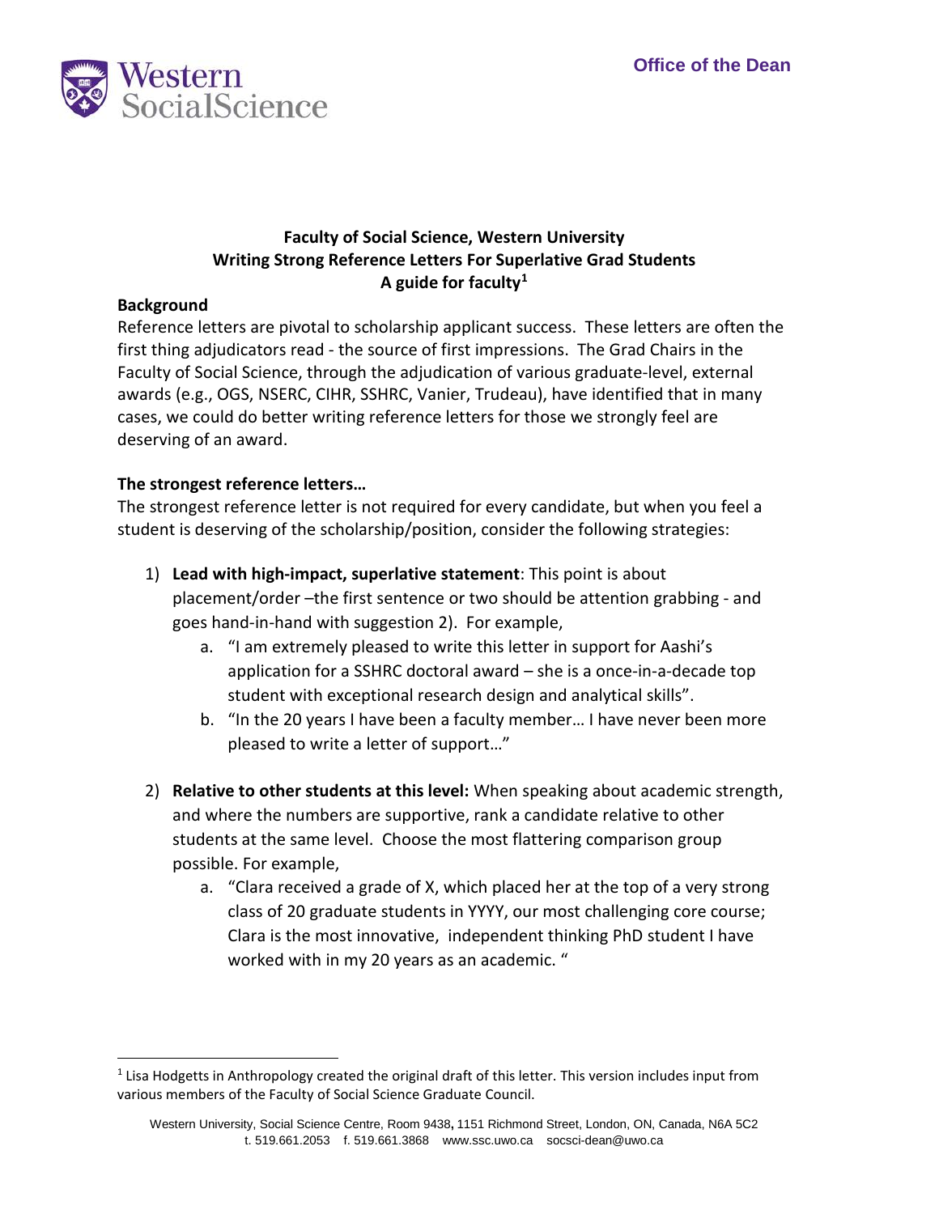Office of the Dean

**Faculty of Social Science, Western University**
**Writing Strong Reference Letters For Superlative Grad Students**
**A guide for faculty**[1]

## Background

Reference letters are pivotal to scholarship applicant success. These letters are often the first thing adjudicators read - the source of first impressions. The Grad Chairs in the Faculty of Social Science, through the adjudication of various graduate-level, external awards (e.g., OGS, NSERC, CIHR, SSHRC, Vanier, Trudeau), have identified that in many cases, we could do better writing reference letters for those we strongly feel are deserving of an award.

## The strongest reference letters…

The strongest reference letter is not required for every candidate, but when you feel a student is deserving of the scholarship/position, consider the following strategies:

1) **Lead with high-impact, superlative statement**: This point is about placement/order –the first sentence or two should be attention grabbing - and goes hand-in-hand with suggestion 2). For example,
   a. "I am extremely pleased to write this letter in support for Aashi's application for a SSHRC doctoral award – she is a once-in-a-decade top student with exceptional research design and analytical skills".
   b. "In the 20 years I have been a faculty member… I have never been more pleased to write a letter of support…"

2) **Relative to other students at this level:** When speaking about academic strength, and where the numbers are supportive, rank a candidate relative to other students at the same level. Choose the most flattering comparison group possible. For example,
   a. "Clara received a grade of X, which placed her at the top of a very strong class of 20 graduate students in YYYY, our most challenging core course; Clara is the most innovative, independent thinking PhD student I have worked with in my 20 years as an academic. "

---

[1] Lisa Hodgetts in Anthropology created the original draft of this letter. This version includes input from various members of the Faculty of Social Science Graduate Council.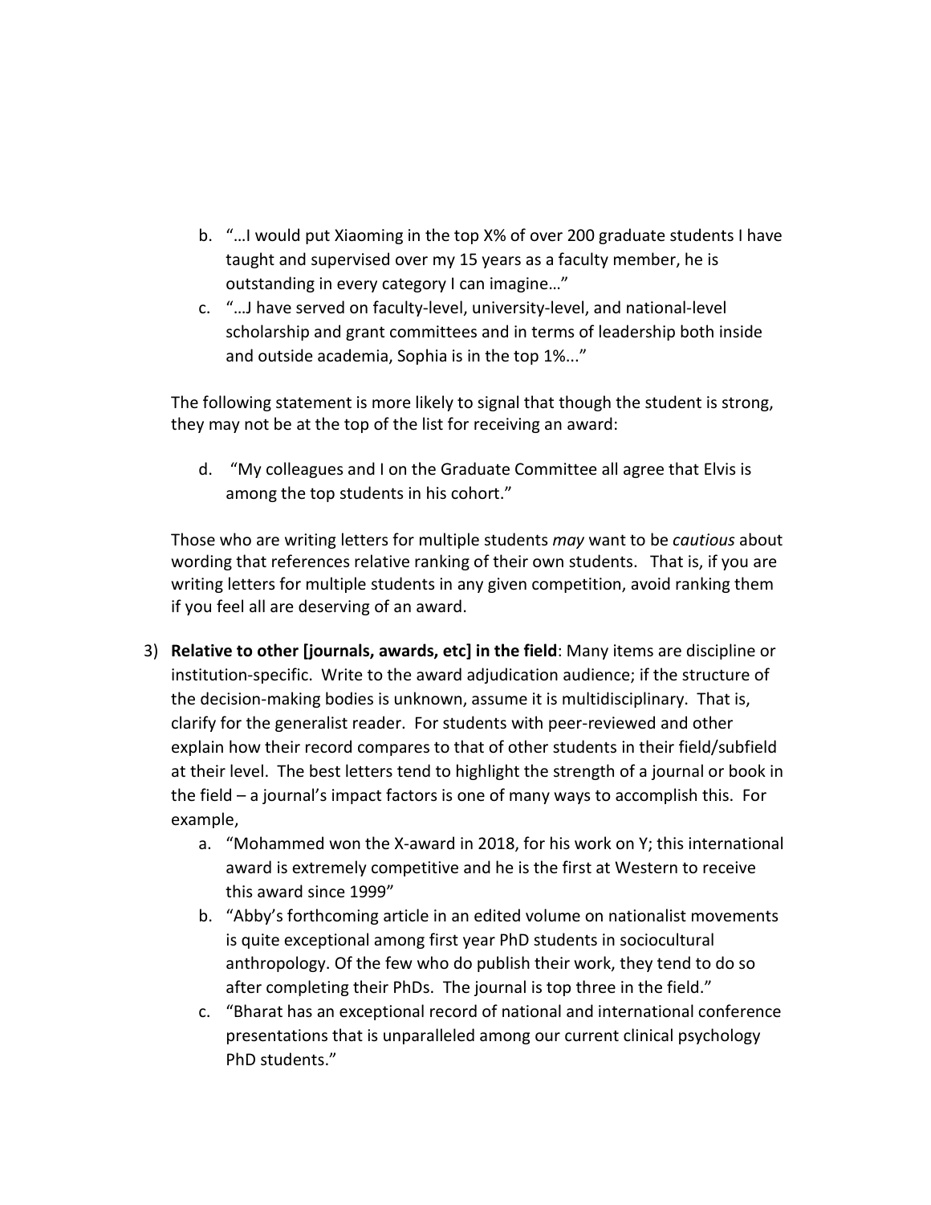b. "…I would put Xiaoming in the top X% of over 200 graduate students I have taught and supervised over my 15 years as a faculty member, he is outstanding in every category I can imagine…"

c. "…J have served on faculty-level, university-level, and national-level scholarship and grant committees and in terms of leadership both inside and outside academia, Sophia is in the top 1%..."

The following statement is more likely to signal that though the student is strong, they may not be at the top of the list for receiving an award:

d. "My colleagues and I on the Graduate Committee all agree that Elvis is among the top students in his cohort."

Those who are writing letters for multiple students *may* want to be *cautious* about wording that references relative ranking of their own students. That is, if you are writing letters for multiple students in any given competition, avoid ranking them if you feel all are deserving of an award.

3) **Relative to other [journals, awards, etc] in the field**: Many items are discipline or institution-specific. Write to the award adjudication audience; if the structure of the decision-making bodies is unknown, assume it is multidisciplinary. That is, clarify for the generalist reader. For students with peer-reviewed and other explain how their record compares to that of other students in their field/subfield at their level. The best letters tend to highlight the strength of a journal or book in the field – a journal's impact factors is one of many ways to accomplish this. For example,

    a. "Mohammed won the X-award in 2018, for his work on Y; this international award is extremely competitive and he is the first at Western to receive this award since 1999"

    b. "Abby's forthcoming article in an edited volume on nationalist movements is quite exceptional among first year PhD students in sociocultural anthropology. Of the few who do publish their work, they tend to do so after completing their PhDs. The journal is top three in the field."

    c. "Bharat has an exceptional record of national and international conference presentations that is unparalleled among our current clinical psychology PhD students."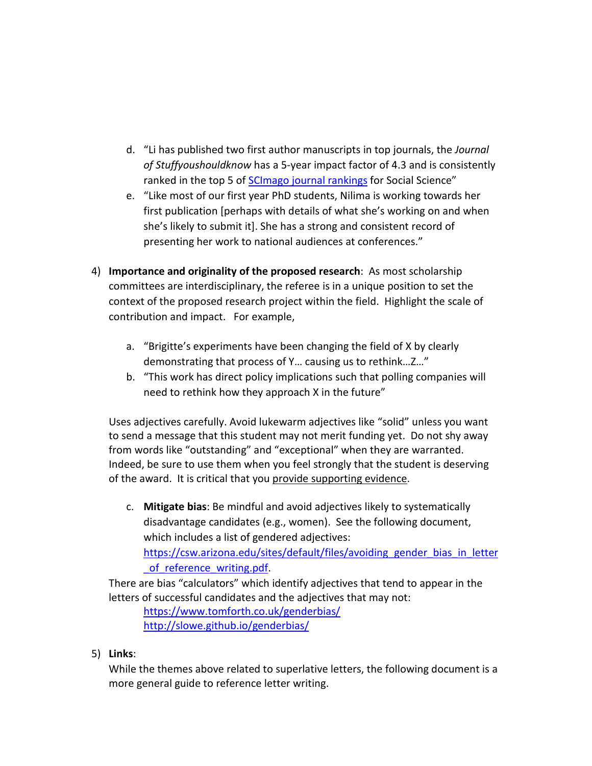d. "Li has published two first author manuscripts in top journals, the *Journal of Stuffyoushouldknow* has a 5-year impact factor of 4.3 and is consistently ranked in the top 5 of [SCImago journal rankings]() for Social Science"

e. "Like most of our first year PhD students, Nilima is working towards her first publication [perhaps with details of what she's working on and when she's likely to submit it]. She has a strong and consistent record of presenting her work to national audiences at conferences."

4) **Importance and originality of the proposed research**: As most scholarship committees are interdisciplinary, the referee is in a unique position to set the context of the proposed research project within the field. Highlight the scale of contribution and impact. For example,

   a. "Brigitte's experiments have been changing the field of X by clearly demonstrating that process of Y… causing us to rethink…Z…"
   b. "This work has direct policy implications such that polling companies will need to rethink how they approach X in the future"

   Uses adjectives carefully. Avoid lukewarm adjectives like "solid" unless you want to send a message that this student may not merit funding yet. Do not shy away from words like "outstanding" and "exceptional" when they are warranted. Indeed, be sure to use them when you feel strongly that the student is deserving of the award. It is critical that you <u>provide supporting evidence</u>.

   c. **Mitigate bias**: Be mindful and avoid adjectives likely to systematically disadvantage candidates (e.g., women). See the following document, which includes a list of gendered adjectives: https://csw.arizona.edu/sites/default/files/avoiding_gender_bias_in_letter_of_reference_writing.pdf.

   There are bias "calculators" which identify adjectives that tend to appear in the letters of successful candidates and the adjectives that may not:
   
   https://www.tomforth.co.uk/genderbias/
   http://slowe.github.io/genderbias/

5) **Links**:
   While the themes above related to superlative letters, the following document is a more general guide to reference letter writing.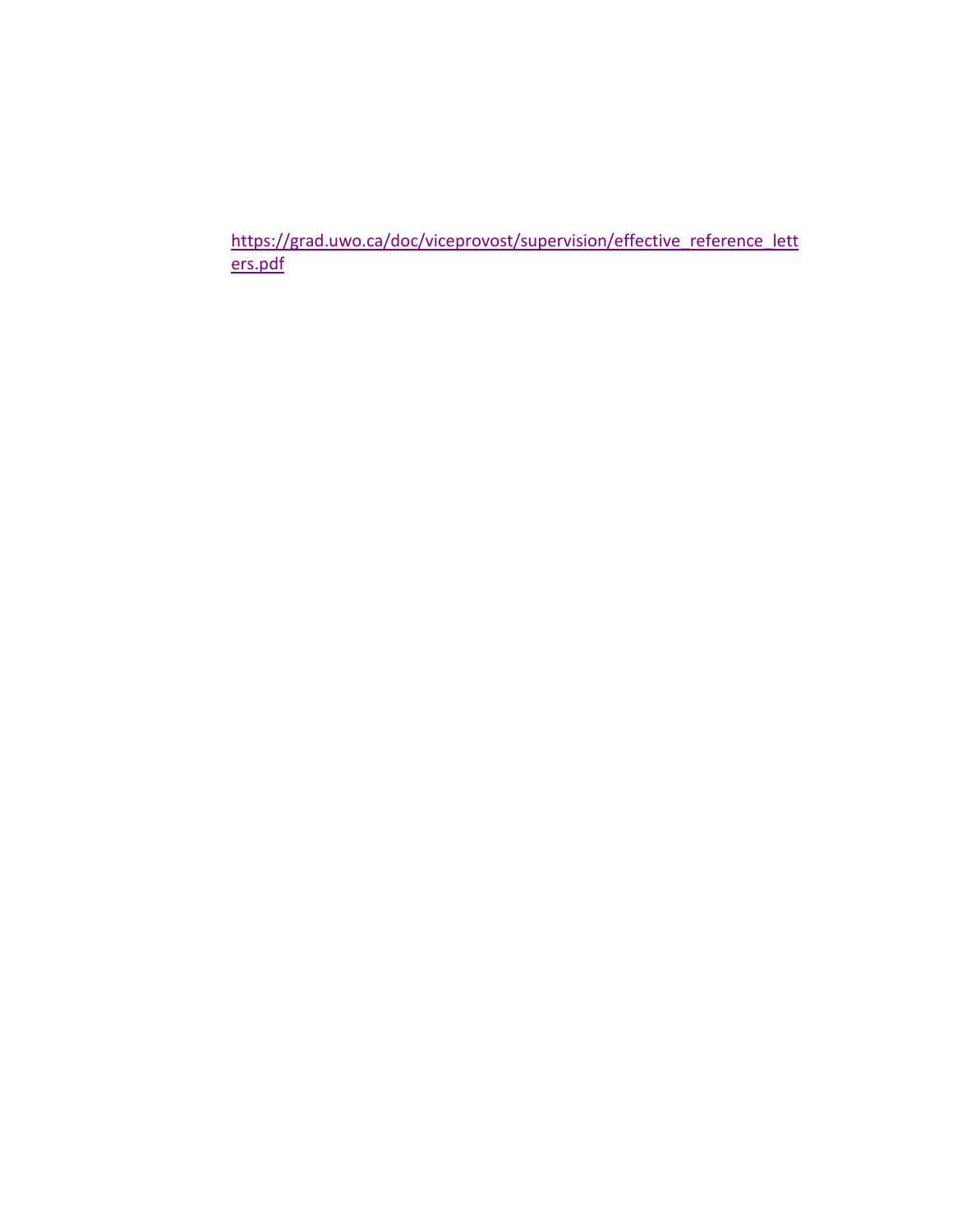https://grad.uwo.ca/doc/viceprovost/supervision/effective_reference_letters.pdf